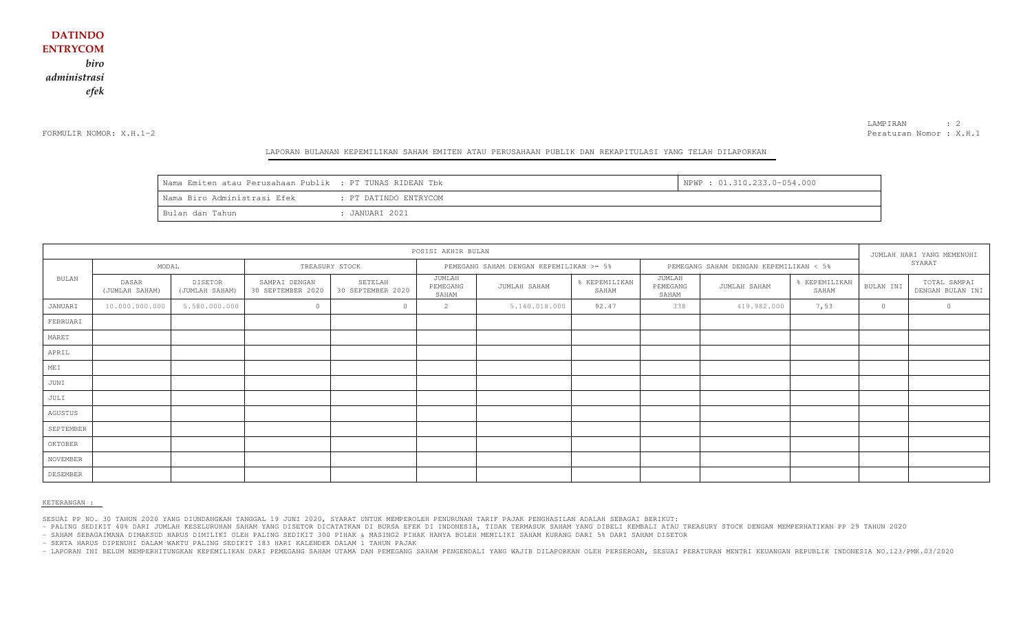**DATINDO ENTRYCOM**

*biro administrasi efek*

LAMPIRAN : 2
Peraturan Nomor : X.H.1

FORMULIR NOMOR: X.H.1-2

LAPORAN BULANAN KEPEMILIKAN SAHAM EMITEN ATAU PERUSAHAAN PUBLIK DAN REKAPITULASI YANG TELAH DILAPORKAN

| Nama Emiten atau Perusahaan Publik | : PT TUNAS RIDEAN Tbk | NPWP : 01.310.233.0-054.000 |
|---|---|---|
| Nama Biro Administrasi Efek | : PT DATINDO ENTRYCOM | |
| Bulan dan Tahun | : JANUARI 2021 | |

| BULAN | POSISI AKHIR BULAN | | | | | | | | | | JUMLAH HARI YANG MEMENUHI SYARAT | |
|---|---|---|---|---|---|---|---|---|---|---|---|---|
| | MODAL | | TREASURY STOCK | | PEMEGANG SAHAM DENGAN KEPEMILIKAN >= 5% | | | PEMEGANG SAHAM DENGAN KEPEMILIKAN < 5% | | | | |
| | DASAR (JUMLAH SAHAM) | DISETOR (JUMLAH SAHAM) | SAMPAI DENGAN 30 SEPTEMBER 2020 | SETELAH 30 SEPTEMBER 2020 | JUMLAH PEMEGANG SAHAM | JUMLAH SAHAM | % KEPEMILIKAN SAHAM | JUMLAH PEMEGANG SAHAM | JUMLAH SAHAM | % KEPEMILIKAN SAHAM | BULAN INI | TOTAL SAMPAI DENGAN BULAN INI |
| JANUARI | 10.000.000.000 | 5.580.000.000 | 0 | 0 | 2 | 5.160.018.000 | 92.47 | 338 | 419.982.000 | 7,53 | 0 | 0 |
| FEBRUARI | | | | | | | | | | | | |
| MARET | | | | | | | | | | | | |
| APRIL | | | | | | | | | | | | |
| MEI | | | | | | | | | | | | |
| JUNI | | | | | | | | | | | | |
| JULI | | | | | | | | | | | | |
| AGUSTUS | | | | | | | | | | | | |
| SEPTEMBER | | | | | | | | | | | | |
| OKTOBER | | | | | | | | | | | | |
| NOVEMBER | | | | | | | | | | | | |
| DESEMBER | | | | | | | | | | | | |

KETERANGAN :

SESUAI PP NO. 30 TAHUN 2020 YANG DIUNDANGKAN TANGGAL 19 JUNI 2020, SYARAT UNTUK MEMPEROLEH PENURUNAN TARIF PAJAK PENGHASILAN ADALAH SEBAGAI BERIKUT:
- PALING SEDIKIT 40% DARI JUMLAH KESELURUHAN SAHAM YANG DISETOR DICATATKAN DI BURSA EFEK DI INDONESIA, TIDAK TERMASUK SAHAM YANG DIBELI KEMBALI ATAU TREASURY STOCK DENGAN MEMPERHATIKAN PP 29 TAHUN 2020
- SAHAM SEBAGAIMANA DIMAKSUD HARUS DIMILIKI OLEH PALING SEDIKIT 300 PIHAK & MASING2 PIHAK HANYA BOLEH MEMILIKI SAHAM KURANG DARI 5% DARI SAHAM DISETOR
- SERTA HARUS DIPENUHI DALAM WAKTU PALING SEDIKIT 183 HARI KALENDER DALAM 1 TAHUN PAJAK
- LAPORAN INI BELUM MEMPERHITUNGKAN KEPEMILIKAN DARI PEMEGANG SAHAM UTAMA DAN PEMEGANG SAHAM PENGENDALI YANG WAJIB DILAPORKAN OLEH PERSEROAN, SESUAI PERATURAN MENTRI KEUANGAN REPUBLIK INDONESIA NO.123/PMK.03/2020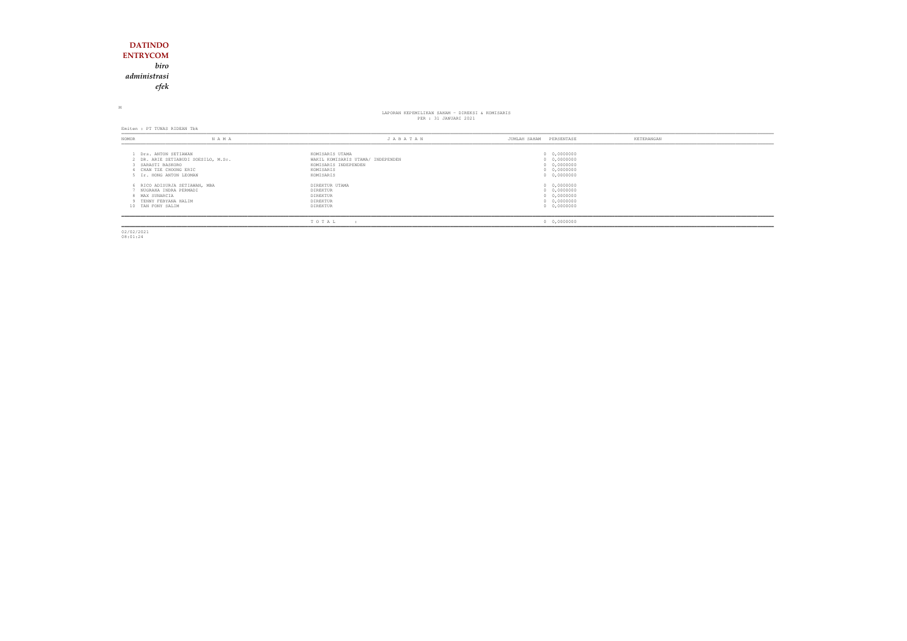**DATINDO**
**ENTRYCOM**
*biro*
*administrasi*
*efek*

M

LAPORAN KEPEMILIKAN SAHAM - DIREKSI & KOMISARIS
PER : 31 JANUARI 2021

Emiten : PT TUNAS RIDEAN Tbk

| NOMOR | N A M A | J A B A T A N | JUMLAH SAHAM | PERSENTASE | KETERANGAN |
|---|---|---|---|---|---|
| 1 | Drs. ANTON SETIAWAN | KOMISARIS UTAMA | 0 | 0,0000000 | |
| 2 | DR. ARIE SETIABUDI SOESILO, M.Sc. | WAKIL KOMISARIS UTAMA/ INDEPENDEN | 0 | 0,0000000 | |
| 3 | SARASTI BASKORO | KOMISARIS INDEPENDEN | 0 | 0,0000000 | |
| 4 | CHAN TZE CHOONG ERIC | KOMISARIS | 0 | 0,0000000 | |
| 5 | Ir. HONG ANTON LEOMAN | KOMISARIS | 0 | 0,0000000 | |
| 6 | RICO ADISURJA SETIAWAN, MBA | DIREKTUR UTAMA | 0 | 0,0000000 | |
| 7 | NUGRAHA INDRA PERMADI | DIREKTUR | 0 | 0,0000000 | |
| 8 | MAX SUNARCIA | DIREKTUR | 0 | 0,0000000 | |
| 9 | TENNY FEBYANA HALIM | DIREKTUR | 0 | 0,0000000 | |
| 10 | TAN FONY SALIM | DIREKTUR | 0 | 0,0000000 | |
| | | T O T A L : | 0 | 0,0000000 | |

02/02/2021
08:01:24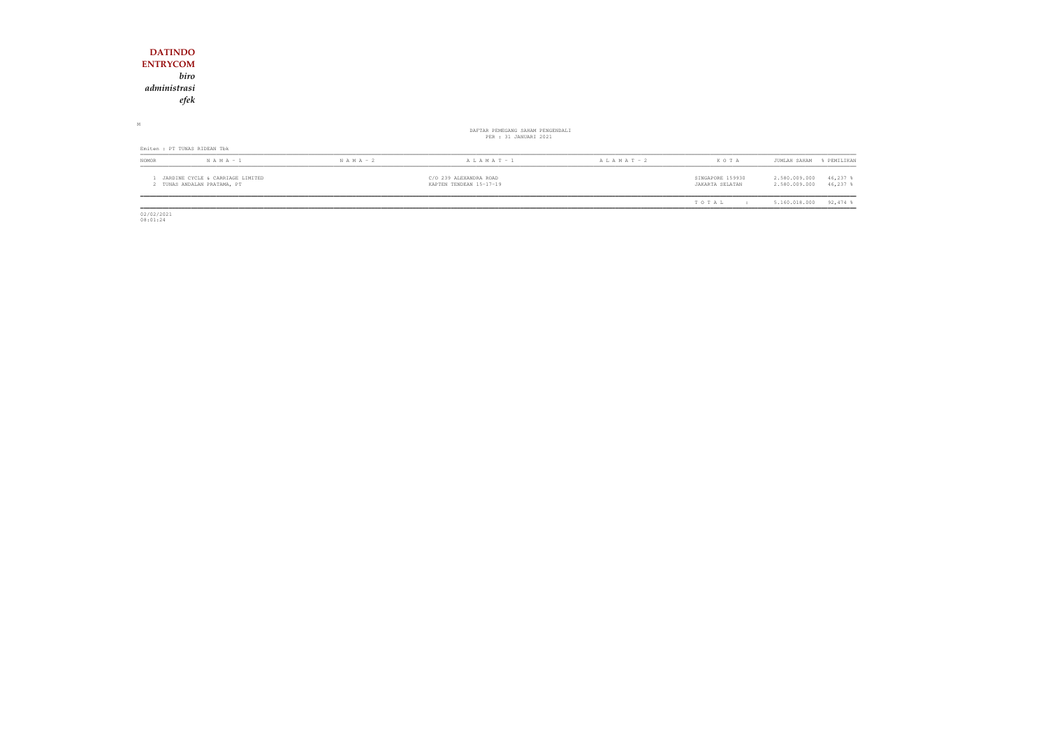**DATINDO**
**ENTRYCOM**
*biro*
*administrasi*
*efek*

M

DAFTAR PEMEGANG SAHAM PENGENDALI
PER : 31 JANUARI 2021

Emiten : PT TUNAS RIDEAN Tbk

| NOMOR | N A M A - 1 | N A M A - 2 | A L A M A T - 1 | A L A M A T - 2 | K O T A | JUMLAH SAHAM | % PEMILIKAN |
|---|---|---|---|---|---|---|---|
| 1 | JARDINE CYCLE & CARRIAGE LIMITED | | C/O 239 ALEXANDRA ROAD | | SINGAPORE 159930 | 2.580.009.000 | 46,237 % |
| 2 | TUNAS ANDALAN PRATAMA, PT | | KAPTEN TENDEAN 15-17-19 | | JAKARTA SELATAN | 2.580.009.000 | 46,237 % |
| | | | | | T O T A L : | 5.160.018.000 | 92,474 % |

02/02/2021
08:01:24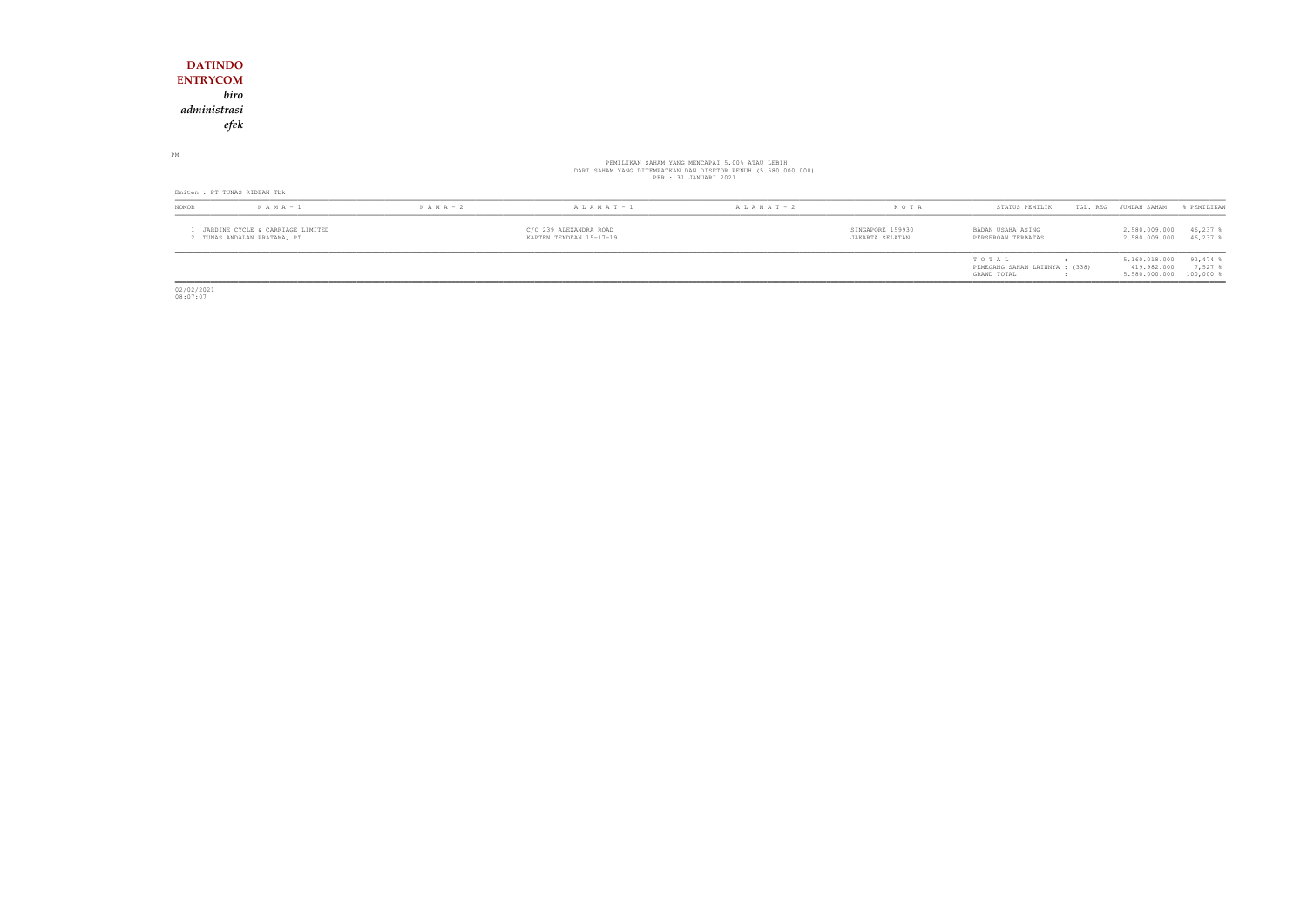**DATINDO**
**ENTRYCOM**
***biro***
***administrasi***
***efek***

PM

PEMILIKAN SAHAM YANG MENCAPAI 5,00% ATAU LEBIH
DARI SAHAM YANG DITEMPATKAN DAN DISETOR PENUH (5.580.000.000)
PER : 31 JANUARI 2021

Emiten : PT TUNAS RIDEAN Tbk

| NOMOR | N A M A - 1 | N A M A - 2 | A L A M A T - 1 | A L A M A T - 2 | K O T A | STATUS PEMILIK | TGL. REG | JUMLAH SAHAM | % PEMILIKAN |
|---|---|---|---|---|---|---|---|---|---|
| 1 | JARDINE CYCLE & CARRIAGE LIMITED | | C/O 239 ALEXANDRA ROAD | | SINGAPORE 159930 | BADAN USAHA ASING | | 2.580.009.000 | 46,237 % |
| 2 | TUNAS ANDALAN PRATAMA, PT | | KAPTEN TENDEAN 15-17-19 | | JAKARTA SELATAN | PERSEROAN TERBATAS | | 2.580.009.000 | 46,237 % |
| | | | | | | T O T A L : | | 5.160.018.000 | 92,474 % |
| | | | | | | PEMEGANG SAHAM LAINNYA : (338) | | 419.982.000 | 7,527 % |
| | | | | | | GRAND TOTAL : | | 5.580.000.000 | 100,000 % |

02/02/2021
08:07:07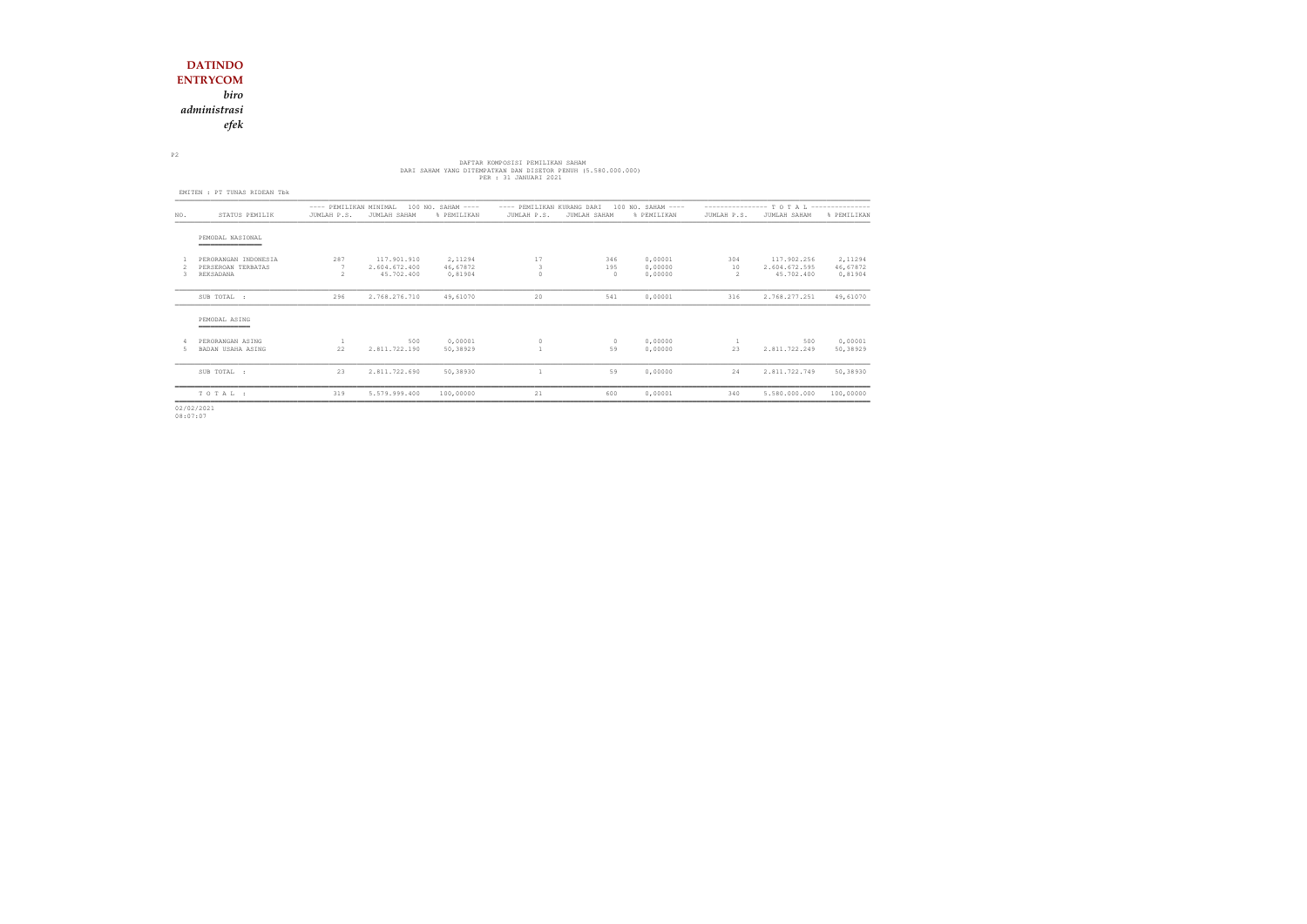**DATINDO**
**ENTRYCOM**
*biro*
*administrasi*
*efek*

P2

DAFTAR KOMPOSISI PEMILIKAN SAHAM
DARI SAHAM YANG DITEMPATKAN DAN DISETOR PENUH (5.580.000.000)
PER : 31 JANUARI 2021

EMITEN : PT TUNAS RIDEAN Tbk

| | | ---- PEMILIKAN MINIMAL 100 NO. SAHAM ---- | | | ---- PEMILIKAN KURANG DARI 100 NO. SAHAM ---- | | | ---- T O T A L ---- | | |
|---|---|---|---|---|---|---|---|---|---|---|
| NO. | STATUS PEMILIK | JUMLAH P.S. | JUMLAH SAHAM | % PEMILIKAN | JUMLAH P.S. | JUMLAH SAHAM | % PEMILIKAN | JUMLAH P.S. | JUMLAH SAHAM | % PEMILIKAN |
| | PEMODAL NASIONAL | | | | | | | | | |
| 1 | PERORANGAN INDONESIA | 287 | 117.901.910 | 2,11294 | 17 | 346 | 0,00001 | 304 | 117.902.256 | 2,11294 |
| 2 | PERSEROAN TERBATAS | 7 | 2.604.672.400 | 46,67872 | 3 | 195 | 0,00000 | 10 | 2.604.672.595 | 46,67872 |
| 3 | REKSADANA | 2 | 45.702.400 | 0,81904 | 0 | 0 | 0,00000 | 2 | 45.702.400 | 0,81904 |
| | SUB TOTAL : | 296 | 2.768.276.710 | 49,61070 | 20 | 541 | 0,00001 | 316 | 2.768.277.251 | 49,61070 |
| | PEMODAL ASING | | | | | | | | | |
| 4 | PERORANGAN ASING | 1 | 500 | 0,00001 | 0 | 0 | 0,00000 | 1 | 500 | 0,00001 |
| 5 | BADAN USAHA ASING | 22 | 2.811.722.190 | 50,38929 | 1 | 59 | 0,00000 | 23 | 2.811.722.249 | 50,38929 |
| | SUB TOTAL : | 23 | 2.811.722.690 | 50,38930 | 1 | 59 | 0,00000 | 24 | 2.811.722.749 | 50,38930 |
| | T O T A L : | 319 | 5.579.999.400 | 100,00000 | 21 | 600 | 0,00001 | 340 | 5.580.000.000 | 100,00000 |

02/02/2021
08:07:07